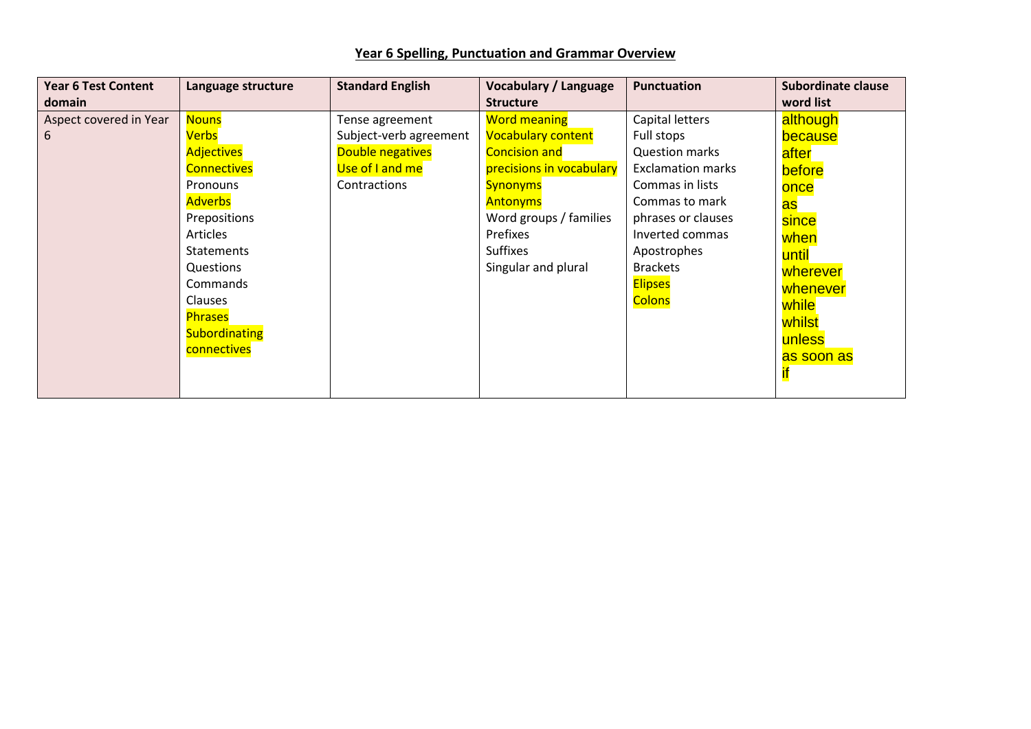# Year 6 Spelling, Punctuation and Grammar Overview

| Year 6 Test Content domain | Language structure | Standard English | Vocabulary / Language Structure | Punctuation | Subordinate clause word list |
|---|---|---|---|---|---|
| Aspect covered in Year 6 | Nouns<br>Verbs<br>Adjectives<br>Connectives<br>Pronouns<br>Adverbs<br>Prepositions<br>Articles<br>Statements<br>Questions<br>Commands<br>Clauses<br>Phrases<br>Subordinating connectives | Tense agreement<br>Subject-verb agreement<br>Double negatives<br>Use of I and me<br>Contractions | Word meaning<br>Vocabulary content<br>Concision and precisions in vocabulary<br>Synonyms<br>Antonyms<br>Word groups / families<br>Prefixes<br>Suffixes<br>Singular and plural | Capital letters<br>Full stops<br>Question marks<br>Exclamation marks<br>Commas in lists<br>Commas to mark phrases or clauses<br>Inverted commas<br>Apostrophes<br>Brackets<br>Elipses<br>Colons | although<br>because<br>after<br>before<br>once<br>as<br>since<br>when<br>until<br>wherever<br>whenever<br>while<br>whilst<br>unless<br>as soon as<br>if |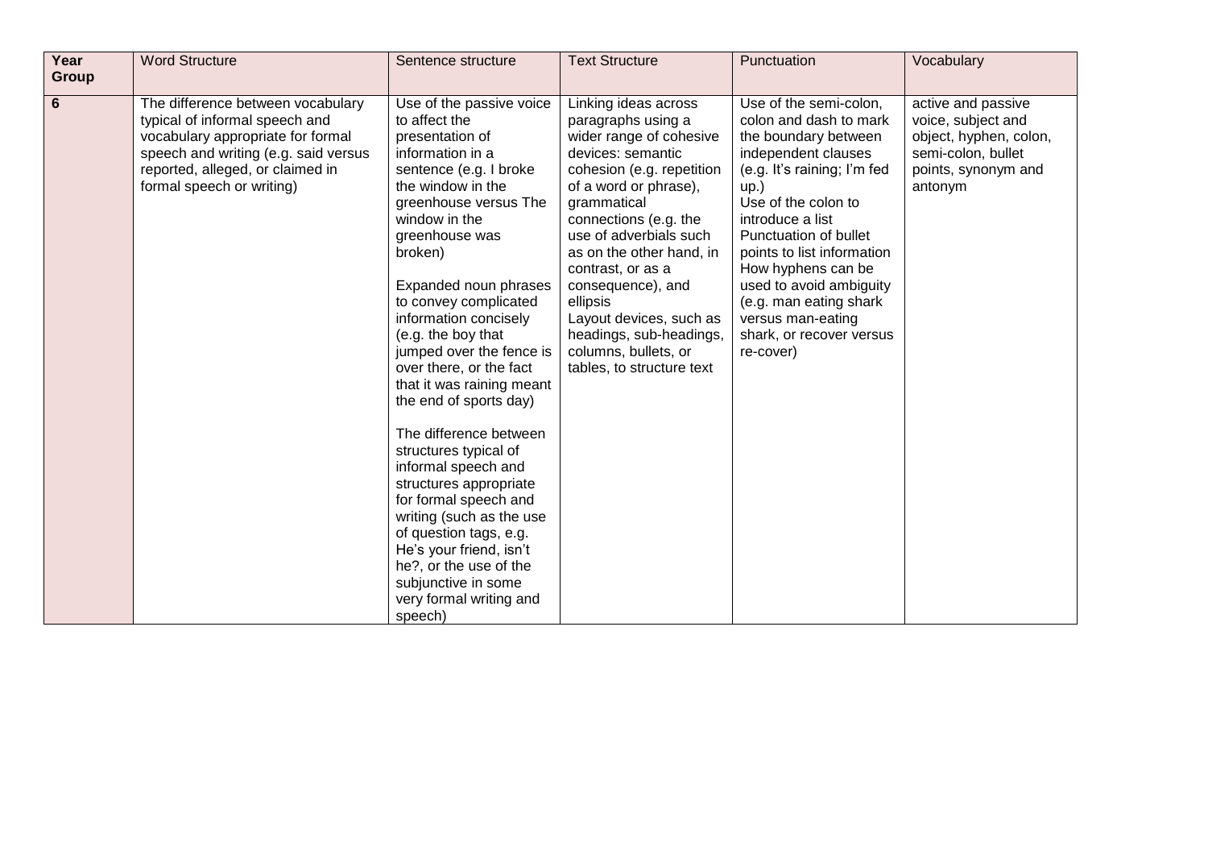| Year Group | Word Structure | Sentence structure | Text Structure | Punctuation | Vocabulary |
|---|---|---|---|---|---|
| **6** | The difference between vocabulary typical of informal speech and vocabulary appropriate for formal speech and writing (e.g. said versus reported, alleged, or claimed in formal speech or writing) | Use of the passive voice to affect the presentation of information in a sentence (e.g. I broke the window in the greenhouse versus The window in the greenhouse was broken)<br><br>Expanded noun phrases to convey complicated information concisely (e.g. the boy that jumped over the fence is over there, or the fact that it was raining meant the end of sports day)<br><br>The difference between structures typical of informal speech and structures appropriate for formal speech and writing (such as the use of question tags, e.g. He's your friend, isn't he?, or the use of the subjunctive in some very formal writing and speech) | Linking ideas across paragraphs using a wider range of cohesive devices: semantic cohesion (e.g. repetition of a word or phrase), grammatical connections (e.g. the use of adverbials such as on the other hand, in contrast, or as a consequence), and ellipsis<br>Layout devices, such as headings, sub-headings, columns, bullets, or tables, to structure text | Use of the semi-colon, colon and dash to mark the boundary between independent clauses (e.g. It's raining; I'm fed up.)<br>Use of the colon to introduce a list<br>Punctuation of bullet points to list information<br>How hyphens can be used to avoid ambiguity (e.g. man eating shark versus man-eating shark, or recover versus re-cover) | active and passive voice, subject and object, hyphen, colon, semi-colon, bullet points, synonym and antonym |